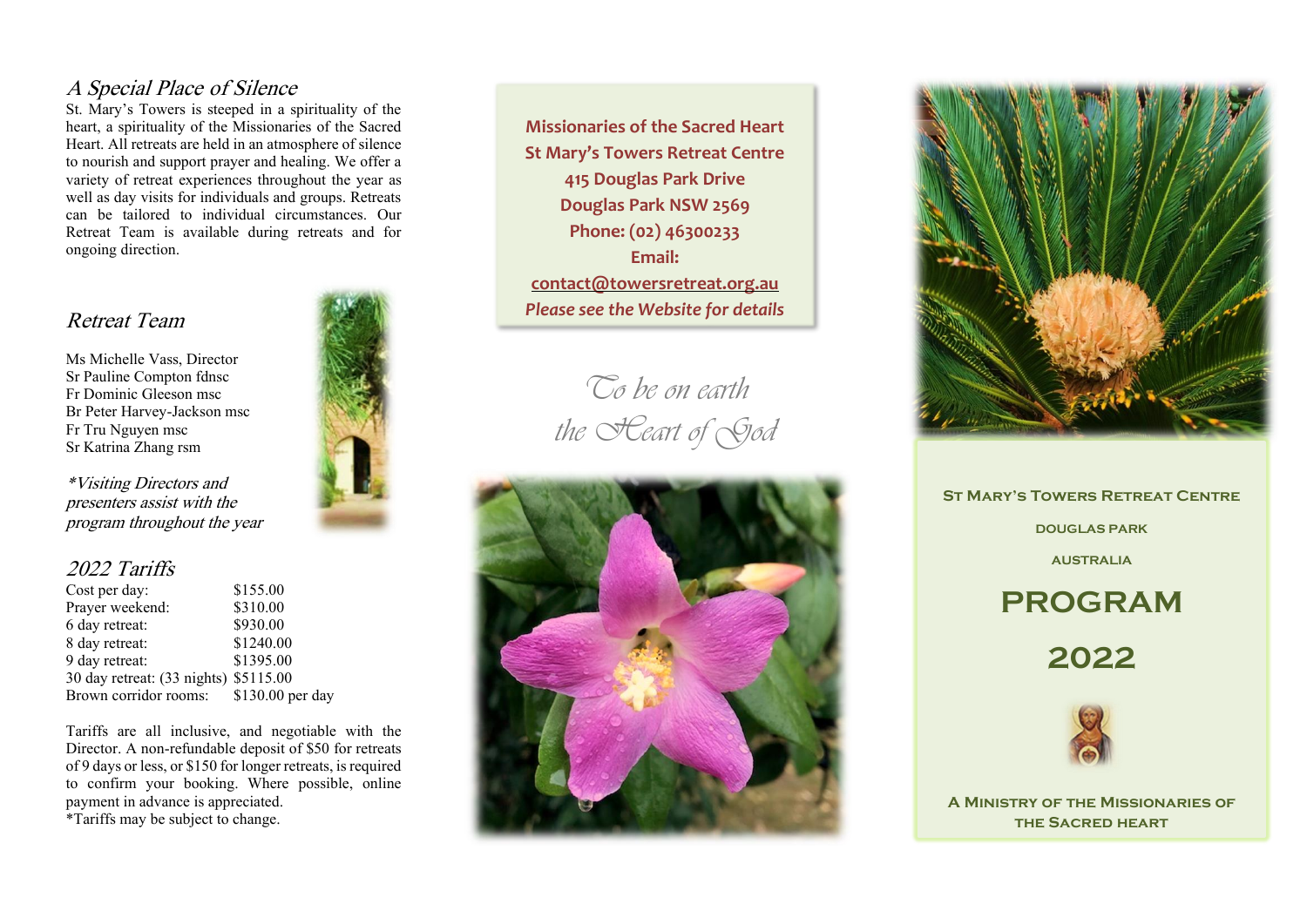## A Special Place of Silence

St. Mary's Towers is steeped in a spirituality of the heart, a spirituality of the Missionaries of the Sacred Heart. All retreats are held in an atmosphere of silence to nourish and support prayer and healing. We offer a variety of retreat experiences throughout the year as well as day visits for individuals and groups. Retreats can be tailored to individual circumstances. Our Retreat Team is available during retreats and for ongoing direction.

## Retreat Team

Ms Michelle Vass, Director
Sr Pauline Compton fdnsc
Fr Dominic Gleeson msc
Br Peter Harvey-Jackson msc
Fr Tru Nguyen msc
Sr Katrina Zhang rsm

*\*Visiting Directors and presenters assist with the program throughout the year*

## 2022 Tariffs

| | |
|---|---|
| Cost per day: | $155.00 |
| Prayer weekend: | $310.00 |
| 6 day retreat: | $930.00 |
| 8 day retreat: | $1240.00 |
| 9 day retreat: | $1395.00 |
| 30 day retreat: (33 nights) | $5115.00 |
| Brown corridor rooms: | $130.00 per day |

Tariffs are all inclusive, and negotiable with the Director. A non-refundable deposit of $50 for retreats of 9 days or less, or $150 for longer retreats, is required to confirm your booking. Where possible, online payment in advance is appreciated.
*Tariffs may be subject to change.

**Missionaries of the Sacred Heart**
**St Mary's Towers Retreat Centre**
**415 Douglas Park Drive**
**Douglas Park NSW 2569**
**Phone: (02) 46300233**
**Email:**
**contact@towersretreat.org.au**
***Please see the Website for details***

*To be on earth the Heart of God*

St Mary's Towers Retreat Centre

Douglas Park

Australia

# PROGRAM

# 2022

A Ministry of the Missionaries of the Sacred Heart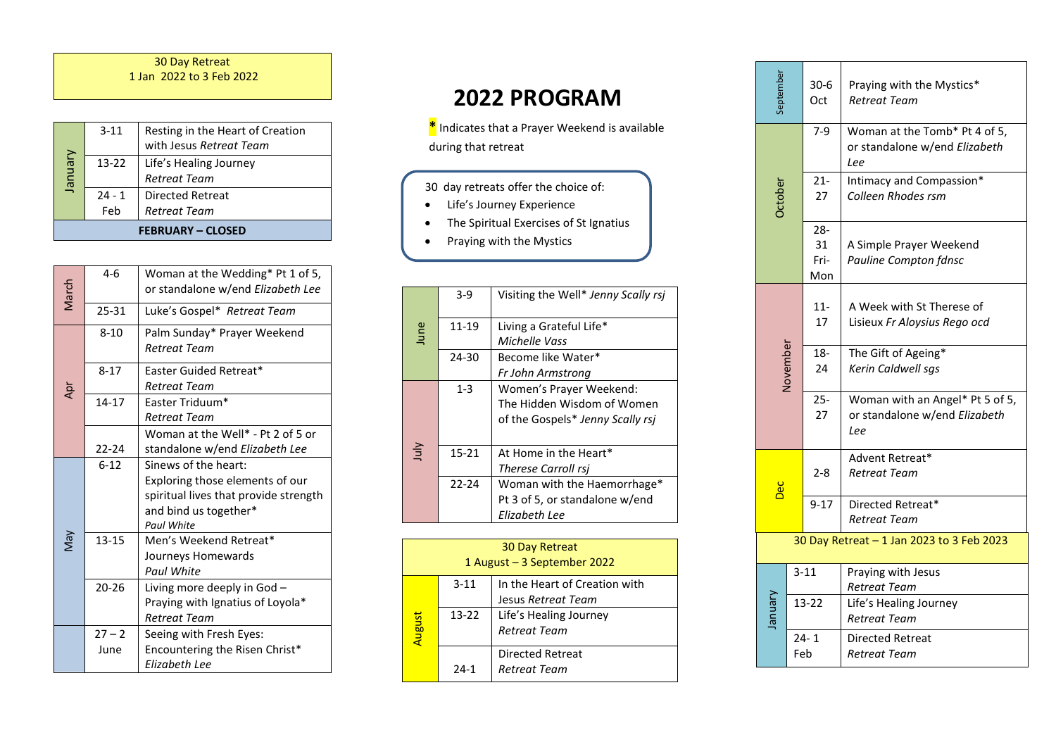30 Day Retreat
1 Jan 2022 to 3 Feb 2022

| | | |
|---|---|---|
| January | 3-11 | Resting in the Heart of Creation with Jesus *Retreat Team* |
| | 13-22 | Life's Healing Journey *Retreat Team* |
| | 24 - 1 Feb | Directed Retreat *Retreat Team* |
| **FEBRUARY – CLOSED** | | |

| | | |
|---|---|---|
| March | 4-6 | Woman at the Wedding* Pt 1 of 5, or standalone w/end *Elizabeth Lee* |
| | 25-31 | Luke's Gospel* *Retreat Team* |
| Apr | 8-10 | Palm Sunday* Prayer Weekend *Retreat Team* |
| | 8-17 | Easter Guided Retreat* *Retreat Team* |
| | 14-17 | Easter Triduum* *Retreat Team* |
| | 22-24 | Woman at the Well* - Pt 2 of 5 or standalone w/end *Elizabeth Lee* |
| May | 6-12 | Sinews of the heart: Exploring those elements of our spiritual lives that provide strength and bind us together* *Paul White* |
| | 13-15 | Men's Weekend Retreat* Journeys Homewards *Paul White* |
| | 20-26 | Living more deeply in God – Praying with Ignatius of Loyola* *Retreat Team* |
| | 27 – 2 June | Seeing with Fresh Eyes: Encountering the Risen Christ* *Elizabeth Lee* |

# 2022 PROGRAM

**\*** Indicates that a Prayer Weekend is available during that retreat

30 day retreats offer the choice of:

- Life's Journey Experience
- The Spiritual Exercises of St Ignatius
- Praying with the Mystics

| | | |
|---|---|---|
| June | 3-9 | Visiting the Well* *Jenny Scally rsj* |
| | 11-19 | Living a Grateful Life* *Michelle Vass* |
| | 24-30 | Become like Water* *Fr John Armstrong* |
| July | 1-3 | Women's Prayer Weekend: The Hidden Wisdom of Women of the Gospels* *Jenny Scally rsj* |
| | 15-21 | At Home in the Heart* *Therese Carroll rsj* |
| | 22-24 | Woman with the Haemorrhage* Pt 3 of 5, or standalone w/end *Elizabeth Lee* |

30 Day Retreat
1 August – 3 September 2022

| | | |
|---|---|---|
| August | 3-11 | In the Heart of Creation with Jesus *Retreat Team* |
| | 13-22 | Life's Healing Journey *Retreat Team* |
| | 24-1 | Directed Retreat *Retreat Team* |

| | | |
|---|---|---|
| September | 30-6 Oct | Praying with the Mystics* *Retreat Team* |
| October | 7-9 | Woman at the Tomb* Pt 4 of 5, or standalone w/end *Elizabeth Lee* |
| | 21-27 | Intimacy and Compassion* *Colleen Rhodes rsm* |
| | 28-31 Fri-Mon | A Simple Prayer Weekend *Pauline Compton fdnsc* |
| November | 11-17 | A Week with St Therese of Lisieux *Fr Aloysius Rego ocd* |
| | 18-24 | The Gift of Ageing* *Kerin Caldwell sgs* |
| | 25-27 | Woman with an Angel* Pt 5 of 5, or standalone w/end *Elizabeth Lee* |
| Dec | 2-8 | Advent Retreat* *Retreat Team* |
| | 9-17 | Directed Retreat* *Retreat Team* |

30 Day Retreat – 1 Jan 2023 to 3 Feb 2023

| | | |
|---|---|---|
| January | 3-11 | Praying with Jesus *Retreat Team* |
| | 13-22 | Life's Healing Journey *Retreat Team* |
| | 24-1 Feb | Directed Retreat *Retreat Team* |